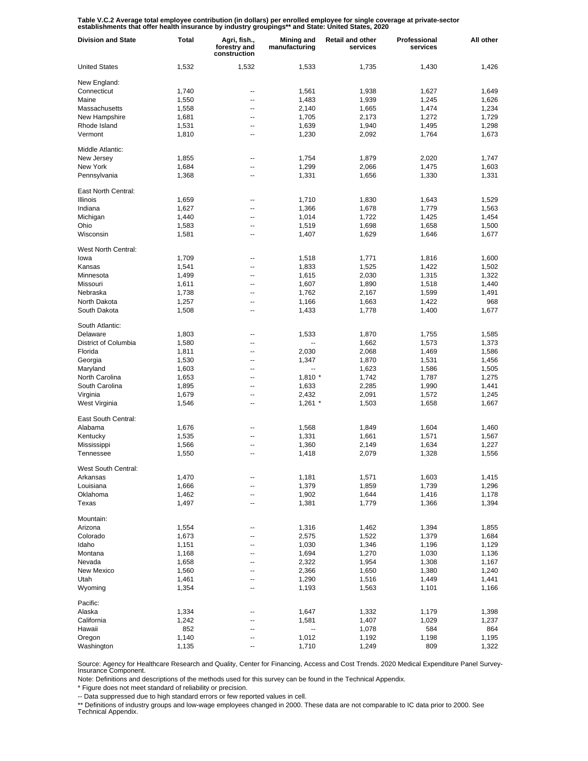**Table V.C.2 Average total employee contribution (in dollars) per enrolled employee for single coverage at private-sector establishments that offer health insurance by industry groupings** and State: United States, 2020**

| Division and State | Total | Agri, fish., forestry and construction | Mining and manufacturing | Retail and other services | Professional services | All other |
|---|---|---|---|---|---|---|
| United States | 1,532 | 1,532 | 1,533 | 1,735 | 1,430 | 1,426 |
| New England: | | | | | | |
| Connecticut | 1,740 | -- | 1,561 | 1,938 | 1,627 | 1,649 |
| Maine | 1,550 | -- | 1,483 | 1,939 | 1,245 | 1,626 |
| Massachusetts | 1,558 | -- | 2,140 | 1,665 | 1,474 | 1,234 |
| New Hampshire | 1,681 | -- | 1,705 | 2,173 | 1,272 | 1,729 |
| Rhode Island | 1,531 | -- | 1,639 | 1,940 | 1,495 | 1,298 |
| Vermont | 1,810 | -- | 1,230 | 2,092 | 1,764 | 1,673 |
| Middle Atlantic: | | | | | | |
| New Jersey | 1,855 | -- | 1,754 | 1,879 | 2,020 | 1,747 |
| New York | 1,684 | -- | 1,299 | 2,066 | 1,475 | 1,603 |
| Pennsylvania | 1,368 | -- | 1,331 | 1,656 | 1,330 | 1,331 |
| East North Central: | | | | | | |
| Illinois | 1,659 | -- | 1,710 | 1,830 | 1,643 | 1,529 |
| Indiana | 1,627 | -- | 1,366 | 1,678 | 1,779 | 1,563 |
| Michigan | 1,440 | -- | 1,014 | 1,722 | 1,425 | 1,454 |
| Ohio | 1,583 | -- | 1,519 | 1,698 | 1,658 | 1,500 |
| Wisconsin | 1,581 | -- | 1,407 | 1,629 | 1,646 | 1,677 |
| West North Central: | | | | | | |
| Iowa | 1,709 | -- | 1,518 | 1,771 | 1,816 | 1,600 |
| Kansas | 1,541 | -- | 1,833 | 1,525 | 1,422 | 1,502 |
| Minnesota | 1,499 | -- | 1,615 | 2,030 | 1,315 | 1,322 |
| Missouri | 1,611 | -- | 1,607 | 1,890 | 1,518 | 1,440 |
| Nebraska | 1,738 | -- | 1,762 | 2,167 | 1,599 | 1,491 |
| North Dakota | 1,257 | -- | 1,166 | 1,663 | 1,422 | 968 |
| South Dakota | 1,508 | -- | 1,433 | 1,778 | 1,400 | 1,677 |
| South Atlantic: | | | | | | |
| Delaware | 1,803 | -- | 1,533 | 1,870 | 1,755 | 1,585 |
| District of Columbia | 1,580 | -- | -- | 1,662 | 1,573 | 1,373 |
| Florida | 1,811 | -- | 2,030 | 2,068 | 1,469 | 1,586 |
| Georgia | 1,530 | -- | 1,347 | 1,870 | 1,531 | 1,456 |
| Maryland | 1,603 | -- | -- | 1,623 | 1,586 | 1,505 |
| North Carolina | 1,653 | -- | 1,810 * | 1,742 | 1,787 | 1,275 |
| South Carolina | 1,895 | -- | 1,633 | 2,285 | 1,990 | 1,441 |
| Virginia | 1,679 | -- | 2,432 | 2,091 | 1,572 | 1,245 |
| West Virginia | 1,546 | -- | 1,261 * | 1,503 | 1,658 | 1,667 |
| East South Central: | | | | | | |
| Alabama | 1,676 | -- | 1,568 | 1,849 | 1,604 | 1,460 |
| Kentucky | 1,535 | -- | 1,331 | 1,661 | 1,571 | 1,567 |
| Mississippi | 1,566 | -- | 1,360 | 2,149 | 1,634 | 1,227 |
| Tennessee | 1,550 | -- | 1,418 | 2,079 | 1,328 | 1,556 |
| West South Central: | | | | | | |
| Arkansas | 1,470 | -- | 1,181 | 1,571 | 1,603 | 1,415 |
| Louisiana | 1,666 | -- | 1,379 | 1,859 | 1,739 | 1,296 |
| Oklahoma | 1,462 | -- | 1,902 | 1,644 | 1,416 | 1,178 |
| Texas | 1,497 | -- | 1,381 | 1,779 | 1,366 | 1,394 |
| Mountain: | | | | | | |
| Arizona | 1,554 | -- | 1,316 | 1,462 | 1,394 | 1,855 |
| Colorado | 1,673 | -- | 2,575 | 1,522 | 1,379 | 1,684 |
| Idaho | 1,151 | -- | 1,030 | 1,346 | 1,196 | 1,129 |
| Montana | 1,168 | -- | 1,694 | 1,270 | 1,030 | 1,136 |
| Nevada | 1,658 | -- | 2,322 | 1,954 | 1,308 | 1,167 |
| New Mexico | 1,560 | -- | 2,366 | 1,650 | 1,380 | 1,240 |
| Utah | 1,461 | -- | 1,290 | 1,516 | 1,449 | 1,441 |
| Wyoming | 1,354 | -- | 1,193 | 1,563 | 1,101 | 1,166 |
| Pacific: | | | | | | |
| Alaska | 1,334 | -- | 1,647 | 1,332 | 1,179 | 1,398 |
| California | 1,242 | -- | 1,581 | 1,407 | 1,029 | 1,237 |
| Hawaii | 852 | -- | -- | 1,078 | 584 | 864 |
| Oregon | 1,140 | -- | 1,012 | 1,192 | 1,198 | 1,195 |
| Washington | 1,135 | -- | 1,710 | 1,249 | 809 | 1,322 |

Source: Agency for Healthcare Research and Quality, Center for Financing, Access and Cost Trends. 2020 Medical Expenditure Panel Survey-Insurance Component.

Note: Definitions and descriptions of the methods used for this survey can be found in the Technical Appendix.

* Figure does not meet standard of reliability or precision.

-- Data suppressed due to high standard errors or few reported values in cell.

** Definitions of industry groups and low-wage employees changed in 2000. These data are not comparable to IC data prior to 2000. See Technical Appendix.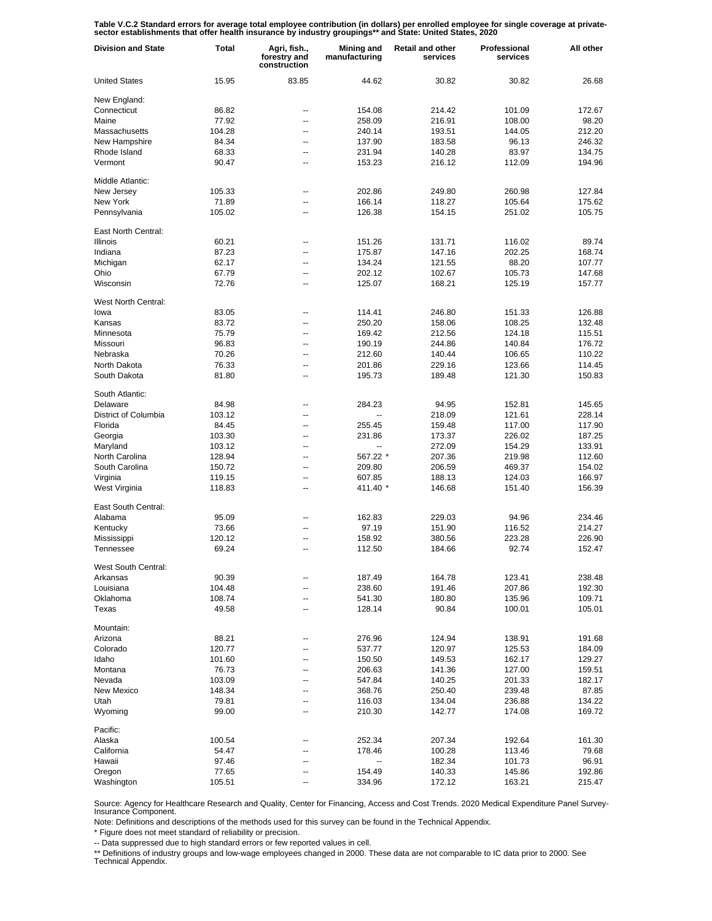**Table V.C.2 Standard errors for average total employee contribution (in dollars) per enrolled employee for single coverage at private-sector establishments that offer health insurance by industry groupings** and State: United States, 2020**

| Division and State | Total | Agri, fish., forestry and construction | Mining and manufacturing | Retail and other services | Professional services | All other |
|---|---|---|---|---|---|---|
| United States | 15.95 | 83.85 | 44.62 | 30.82 | 30.82 | 26.68 |
| New England: | | | | | | |
| Connecticut | 86.82 | -- | 154.08 | 214.42 | 101.09 | 172.67 |
| Maine | 77.92 | -- | 258.09 | 216.91 | 108.00 | 98.20 |
| Massachusetts | 104.28 | -- | 240.14 | 193.51 | 144.05 | 212.20 |
| New Hampshire | 84.34 | -- | 137.90 | 183.58 | 96.13 | 246.32 |
| Rhode Island | 68.33 | -- | 231.94 | 140.28 | 83.97 | 134.75 |
| Vermont | 90.47 | -- | 153.23 | 216.12 | 112.09 | 194.96 |
| Middle Atlantic: | | | | | | |
| New Jersey | 105.33 | -- | 202.86 | 249.80 | 260.98 | 127.84 |
| New York | 71.89 | -- | 166.14 | 118.27 | 105.64 | 175.62 |
| Pennsylvania | 105.02 | -- | 126.38 | 154.15 | 251.02 | 105.75 |
| East North Central: | | | | | | |
| Illinois | 60.21 | -- | 151.26 | 131.71 | 116.02 | 89.74 |
| Indiana | 87.23 | -- | 175.87 | 147.16 | 202.25 | 168.74 |
| Michigan | 62.17 | -- | 134.24 | 121.55 | 88.20 | 107.77 |
| Ohio | 67.79 | -- | 202.12 | 102.67 | 105.73 | 147.68 |
| Wisconsin | 72.76 | -- | 125.07 | 168.21 | 125.19 | 157.77 |
| West North Central: | | | | | | |
| Iowa | 83.05 | -- | 114.41 | 246.80 | 151.33 | 126.88 |
| Kansas | 83.72 | -- | 250.20 | 158.06 | 108.25 | 132.48 |
| Minnesota | 75.79 | -- | 169.42 | 212.56 | 124.18 | 115.51 |
| Missouri | 96.83 | -- | 190.19 | 244.86 | 140.84 | 176.72 |
| Nebraska | 70.26 | -- | 212.60 | 140.44 | 106.65 | 110.22 |
| North Dakota | 76.33 | -- | 201.86 | 229.16 | 123.66 | 114.45 |
| South Dakota | 81.80 | -- | 195.73 | 189.48 | 121.30 | 150.83 |
| South Atlantic: | | | | | | |
| Delaware | 84.98 | -- | 284.23 | 94.95 | 152.81 | 145.65 |
| District of Columbia | 103.12 | -- | -- | 218.09 | 121.61 | 228.14 |
| Florida | 84.45 | -- | 255.45 | 159.48 | 117.00 | 117.90 |
| Georgia | 103.30 | -- | 231.86 | 173.37 | 226.02 | 187.25 |
| Maryland | 103.12 | -- | -- | 272.09 | 154.29 | 133.91 |
| North Carolina | 128.94 | -- | 567.22 * | 207.36 | 219.98 | 112.60 |
| South Carolina | 150.72 | -- | 209.80 | 206.59 | 469.37 | 154.02 |
| Virginia | 119.15 | -- | 607.85 | 188.13 | 124.03 | 166.97 |
| West Virginia | 118.83 | -- | 411.40 * | 146.68 | 151.40 | 156.39 |
| East South Central: | | | | | | |
| Alabama | 95.09 | -- | 162.83 | 229.03 | 94.96 | 234.46 |
| Kentucky | 73.66 | -- | 97.19 | 151.90 | 116.52 | 214.27 |
| Mississippi | 120.12 | -- | 158.92 | 380.56 | 223.28 | 226.90 |
| Tennessee | 69.24 | -- | 112.50 | 184.66 | 92.74 | 152.47 |
| West South Central: | | | | | | |
| Arkansas | 90.39 | -- | 187.49 | 164.78 | 123.41 | 238.48 |
| Louisiana | 104.48 | -- | 238.60 | 191.46 | 207.86 | 192.30 |
| Oklahoma | 108.74 | -- | 541.30 | 180.80 | 135.96 | 109.71 |
| Texas | 49.58 | -- | 128.14 | 90.84 | 100.01 | 105.01 |
| Mountain: | | | | | | |
| Arizona | 88.21 | -- | 276.96 | 124.94 | 138.91 | 191.68 |
| Colorado | 120.77 | -- | 537.77 | 120.97 | 125.53 | 184.09 |
| Idaho | 101.60 | -- | 150.50 | 149.53 | 162.17 | 129.27 |
| Montana | 76.73 | -- | 206.63 | 141.36 | 127.00 | 159.51 |
| Nevada | 103.09 | -- | 547.84 | 140.25 | 201.33 | 182.17 |
| New Mexico | 148.34 | -- | 368.76 | 250.40 | 239.48 | 87.85 |
| Utah | 79.81 | -- | 116.03 | 134.04 | 236.88 | 134.22 |
| Wyoming | 99.00 | -- | 210.30 | 142.77 | 174.08 | 169.72 |
| Pacific: | | | | | | |
| Alaska | 100.54 | -- | 252.34 | 207.34 | 192.64 | 161.30 |
| California | 54.47 | -- | 178.46 | 100.28 | 113.46 | 79.68 |
| Hawaii | 97.46 | -- | -- | 182.34 | 101.73 | 96.91 |
| Oregon | 77.65 | -- | 154.49 | 140.33 | 145.86 | 192.86 |
| Washington | 105.51 | -- | 334.96 | 172.12 | 163.21 | 215.47 |

Source: Agency for Healthcare Research and Quality, Center for Financing, Access and Cost Trends. 2020 Medical Expenditure Panel Survey-Insurance Component.

Note: Definitions and descriptions of the methods used for this survey can be found in the Technical Appendix.

* Figure does not meet standard of reliability or precision.

-- Data suppressed due to high standard errors or few reported values in cell.

** Definitions of industry groups and low-wage employees changed in 2000. These data are not comparable to IC data prior to 2000. See Technical Appendix.